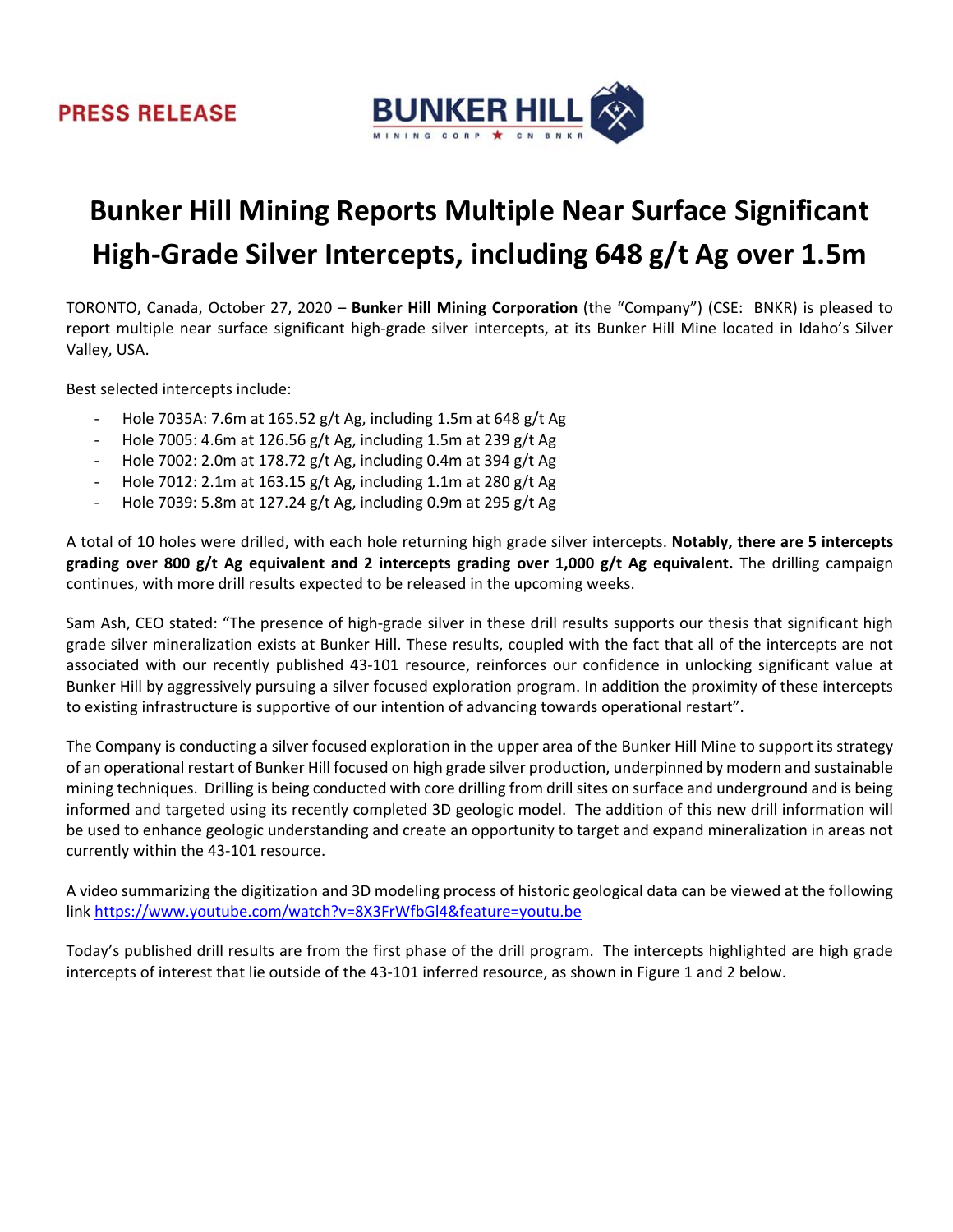PRESS RELEASE

BUNKER HILL MINING CORP ★ CN BNKR

# Bunker Hill Mining Reports Multiple Near Surface Significant High-Grade Silver Intercepts, including 648 g/t Ag over 1.5m

TORONTO, Canada, October 27, 2020 – **Bunker Hill Mining Corporation** (the "Company") (CSE: BNKR) is pleased to report multiple near surface significant high-grade silver intercepts, at its Bunker Hill Mine located in Idaho's Silver Valley, USA.

Best selected intercepts include:

- Hole 7035A: 7.6m at 165.52 g/t Ag, including 1.5m at 648 g/t Ag
- Hole 7005: 4.6m at 126.56 g/t Ag, including 1.5m at 239 g/t Ag
- Hole 7002: 2.0m at 178.72 g/t Ag, including 0.4m at 394 g/t Ag
- Hole 7012: 2.1m at 163.15 g/t Ag, including 1.1m at 280 g/t Ag
- Hole 7039: 5.8m at 127.24 g/t Ag, including 0.9m at 295 g/t Ag

A total of 10 holes were drilled, with each hole returning high grade silver intercepts. **Notably, there are 5 intercepts grading over 800 g/t Ag equivalent and 2 intercepts grading over 1,000 g/t Ag equivalent.** The drilling campaign continues, with more drill results expected to be released in the upcoming weeks.

Sam Ash, CEO stated: "The presence of high-grade silver in these drill results supports our thesis that significant high grade silver mineralization exists at Bunker Hill. These results, coupled with the fact that all of the intercepts are not associated with our recently published 43-101 resource, reinforces our confidence in unlocking significant value at Bunker Hill by aggressively pursuing a silver focused exploration program. In addition the proximity of these intercepts to existing infrastructure is supportive of our intention of advancing towards operational restart".

The Company is conducting a silver focused exploration in the upper area of the Bunker Hill Mine to support its strategy of an operational restart of Bunker Hill focused on high grade silver production, underpinned by modern and sustainable mining techniques. Drilling is being conducted with core drilling from drill sites on surface and underground and is being informed and targeted using its recently completed 3D geologic model. The addition of this new drill information will be used to enhance geologic understanding and create an opportunity to target and expand mineralization in areas not currently within the 43-101 resource.

A video summarizing the digitization and 3D modeling process of historic geological data can be viewed at the following link https://www.youtube.com/watch?v=8X3FrWfbGI4&feature=youtu.be

Today's published drill results are from the first phase of the drill program. The intercepts highlighted are high grade intercepts of interest that lie outside of the 43-101 inferred resource, as shown in Figure 1 and 2 below.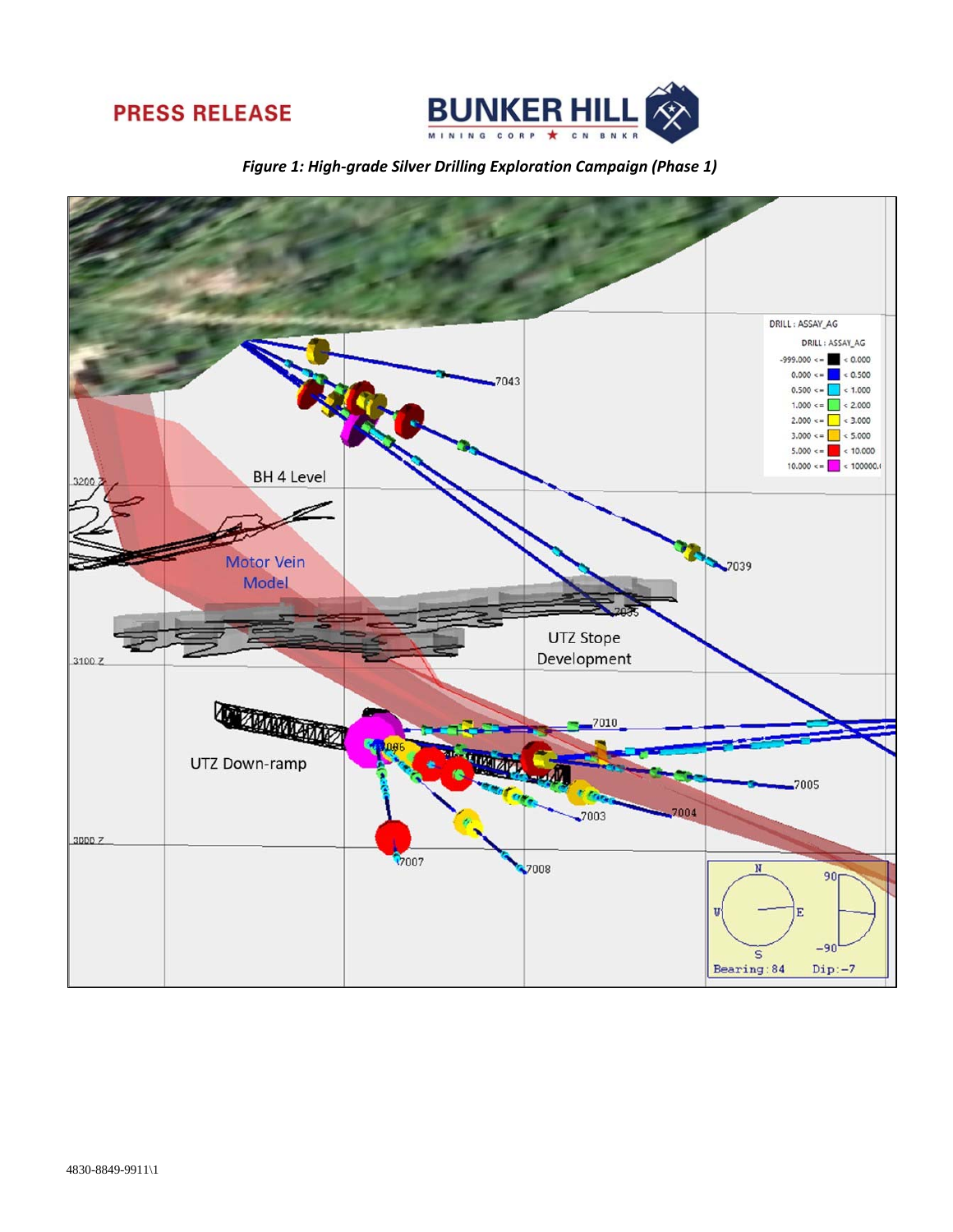*Figure 1: High-grade Silver Drilling Exploration Campaign (Phase 1)*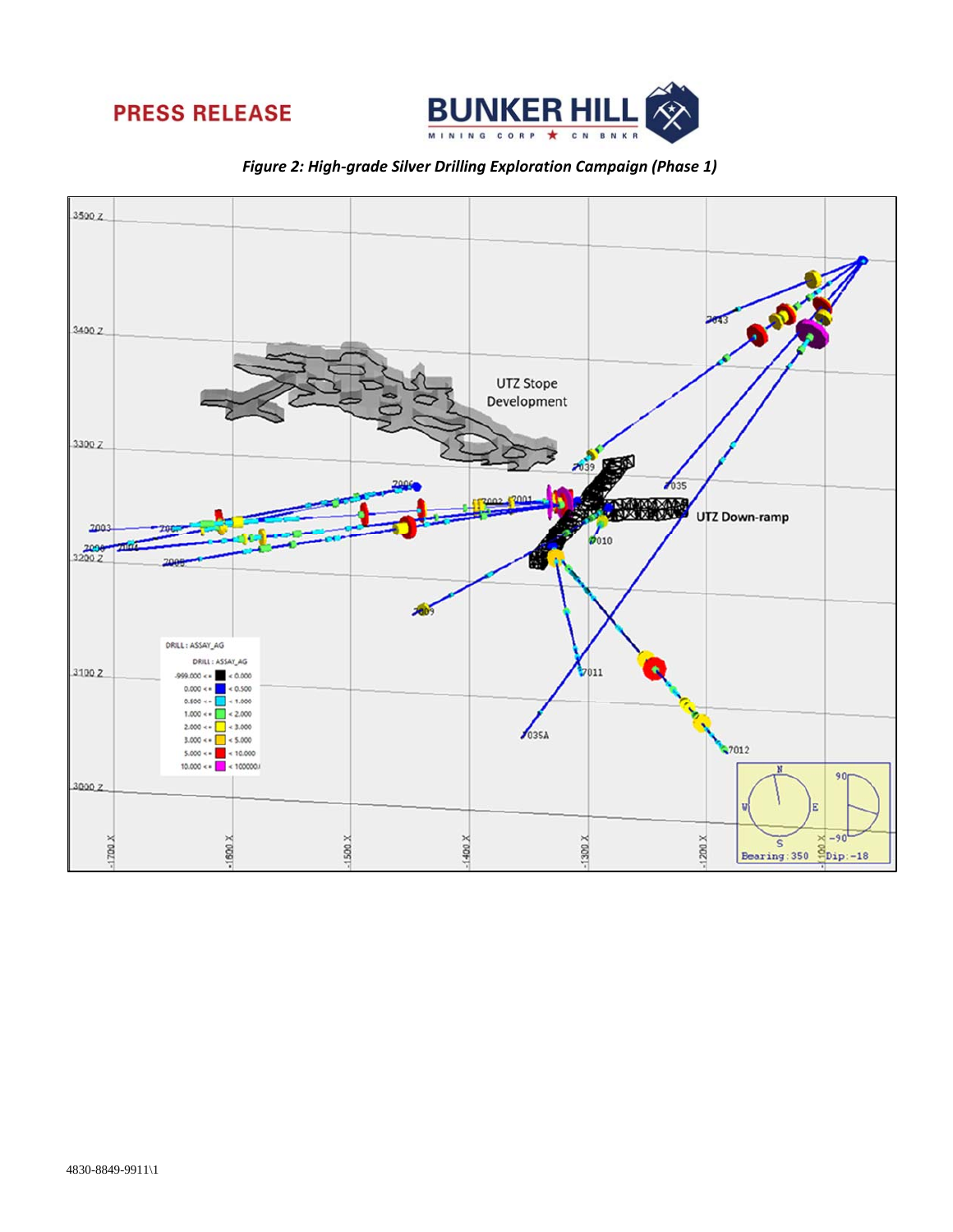*Figure 2: High-grade Silver Drilling Exploration Campaign (Phase 1)*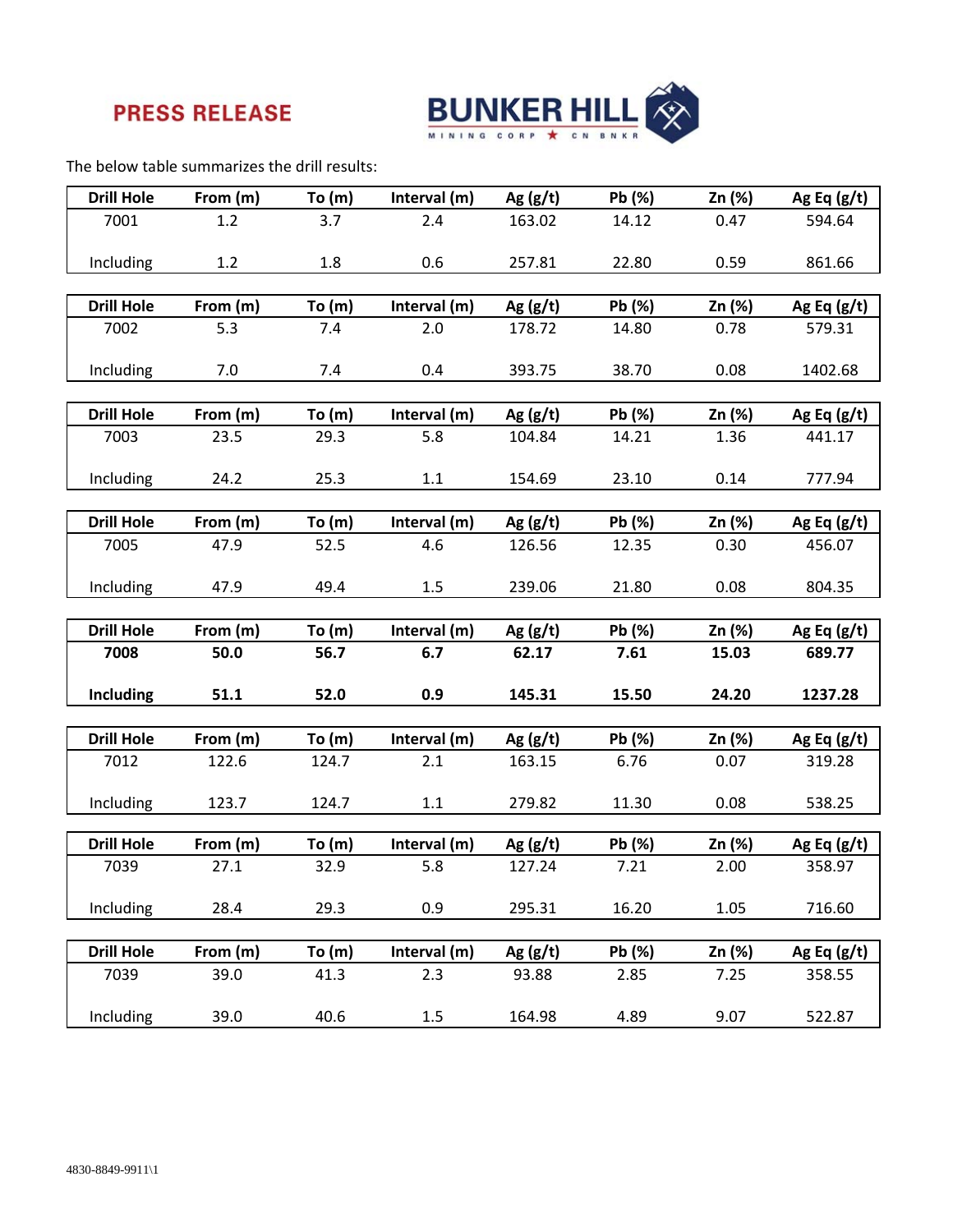The below table summarizes the drill results:

| Drill Hole | From (m) | To (m) | Interval (m) | Ag (g/t) | Pb (%) | Zn (%) | Ag Eq (g/t) |
|---|---|---|---|---|---|---|---|
| 7001 | 1.2 | 3.7 | 2.4 | 163.02 | 14.12 | 0.47 | 594.64 |
| Including | 1.2 | 1.8 | 0.6 | 257.81 | 22.80 | 0.59 | 861.66 |

| Drill Hole | From (m) | To (m) | Interval (m) | Ag (g/t) | Pb (%) | Zn (%) | Ag Eq (g/t) |
|---|---|---|---|---|---|---|---|
| 7002 | 5.3 | 7.4 | 2.0 | 178.72 | 14.80 | 0.78 | 579.31 |
| Including | 7.0 | 7.4 | 0.4 | 393.75 | 38.70 | 0.08 | 1402.68 |

| Drill Hole | From (m) | To (m) | Interval (m) | Ag (g/t) | Pb (%) | Zn (%) | Ag Eq (g/t) |
|---|---|---|---|---|---|---|---|
| 7003 | 23.5 | 29.3 | 5.8 | 104.84 | 14.21 | 1.36 | 441.17 |
| Including | 24.2 | 25.3 | 1.1 | 154.69 | 23.10 | 0.14 | 777.94 |

| Drill Hole | From (m) | To (m) | Interval (m) | Ag (g/t) | Pb (%) | Zn (%) | Ag Eq (g/t) |
|---|---|---|---|---|---|---|---|
| 7005 | 47.9 | 52.5 | 4.6 | 126.56 | 12.35 | 0.30 | 456.07 |
| Including | 47.9 | 49.4 | 1.5 | 239.06 | 21.80 | 0.08 | 804.35 |

| Drill Hole | From (m) | To (m) | Interval (m) | Ag (g/t) | Pb (%) | Zn (%) | Ag Eq (g/t) |
|---|---|---|---|---|---|---|---|
| **7008** | **50.0** | **56.7** | **6.7** | **62.17** | **7.61** | **15.03** | **689.77** |
| **Including** | **51.1** | **52.0** | **0.9** | **145.31** | **15.50** | **24.20** | **1237.28** |

| Drill Hole | From (m) | To (m) | Interval (m) | Ag (g/t) | Pb (%) | Zn (%) | Ag Eq (g/t) |
|---|---|---|---|---|---|---|---|
| 7012 | 122.6 | 124.7 | 2.1 | 163.15 | 6.76 | 0.07 | 319.28 |
| Including | 123.7 | 124.7 | 1.1 | 279.82 | 11.30 | 0.08 | 538.25 |

| Drill Hole | From (m) | To (m) | Interval (m) | Ag (g/t) | Pb (%) | Zn (%) | Ag Eq (g/t) |
|---|---|---|---|---|---|---|---|
| 7039 | 27.1 | 32.9 | 5.8 | 127.24 | 7.21 | 2.00 | 358.97 |
| Including | 28.4 | 29.3 | 0.9 | 295.31 | 16.20 | 1.05 | 716.60 |

| Drill Hole | From (m) | To (m) | Interval (m) | Ag (g/t) | Pb (%) | Zn (%) | Ag Eq (g/t) |
|---|---|---|---|---|---|---|---|
| 7039 | 39.0 | 41.3 | 2.3 | 93.88 | 2.85 | 7.25 | 358.55 |
| Including | 39.0 | 40.6 | 1.5 | 164.98 | 4.89 | 9.07 | 522.87 |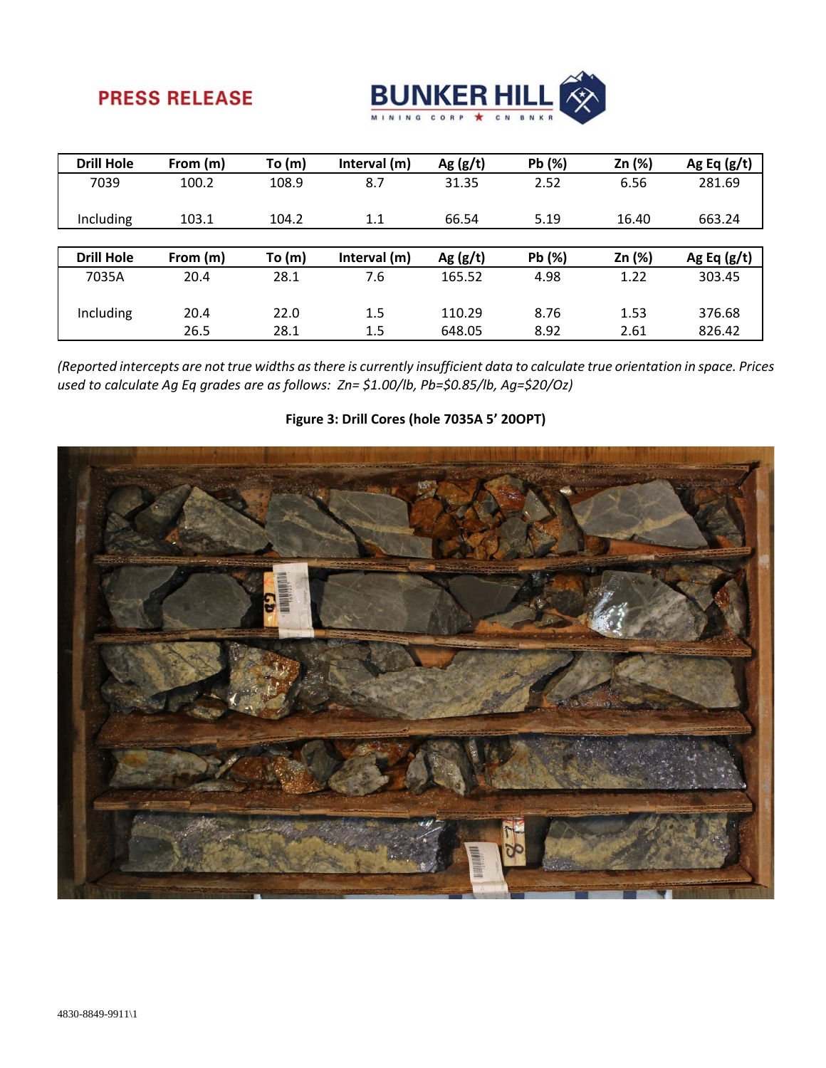PRESS RELEASE

| Drill Hole | From (m) | To (m) | Interval (m) | Ag (g/t) | Pb (%) | Zn (%) | Ag Eq (g/t) |
|---|---|---|---|---|---|---|---|
| 7039 | 100.2 | 108.9 | 8.7 | 31.35 | 2.52 | 6.56 | 281.69 |
| Including | 103.1 | 104.2 | 1.1 | 66.54 | 5.19 | 16.40 | 663.24 |

| Drill Hole | From (m) | To (m) | Interval (m) | Ag (g/t) | Pb (%) | Zn (%) | Ag Eq (g/t) |
|---|---|---|---|---|---|---|---|
| 7035A | 20.4 | 28.1 | 7.6 | 165.52 | 4.98 | 1.22 | 303.45 |
| Including | 20.4 | 22.0 | 1.5 | 110.29 | 8.76 | 1.53 | 376.68 |
| | 26.5 | 28.1 | 1.5 | 648.05 | 8.92 | 2.61 | 826.42 |

*(Reported intercepts are not true widths as there is currently insufficient data to calculate true orientation in space. Prices used to calculate Ag Eq grades are as follows: Zn= $1.00/lb, Pb=$0.85/lb, Ag=$20/Oz)*

**Figure 3: Drill Cores (hole 7035A 5' 20OPT)**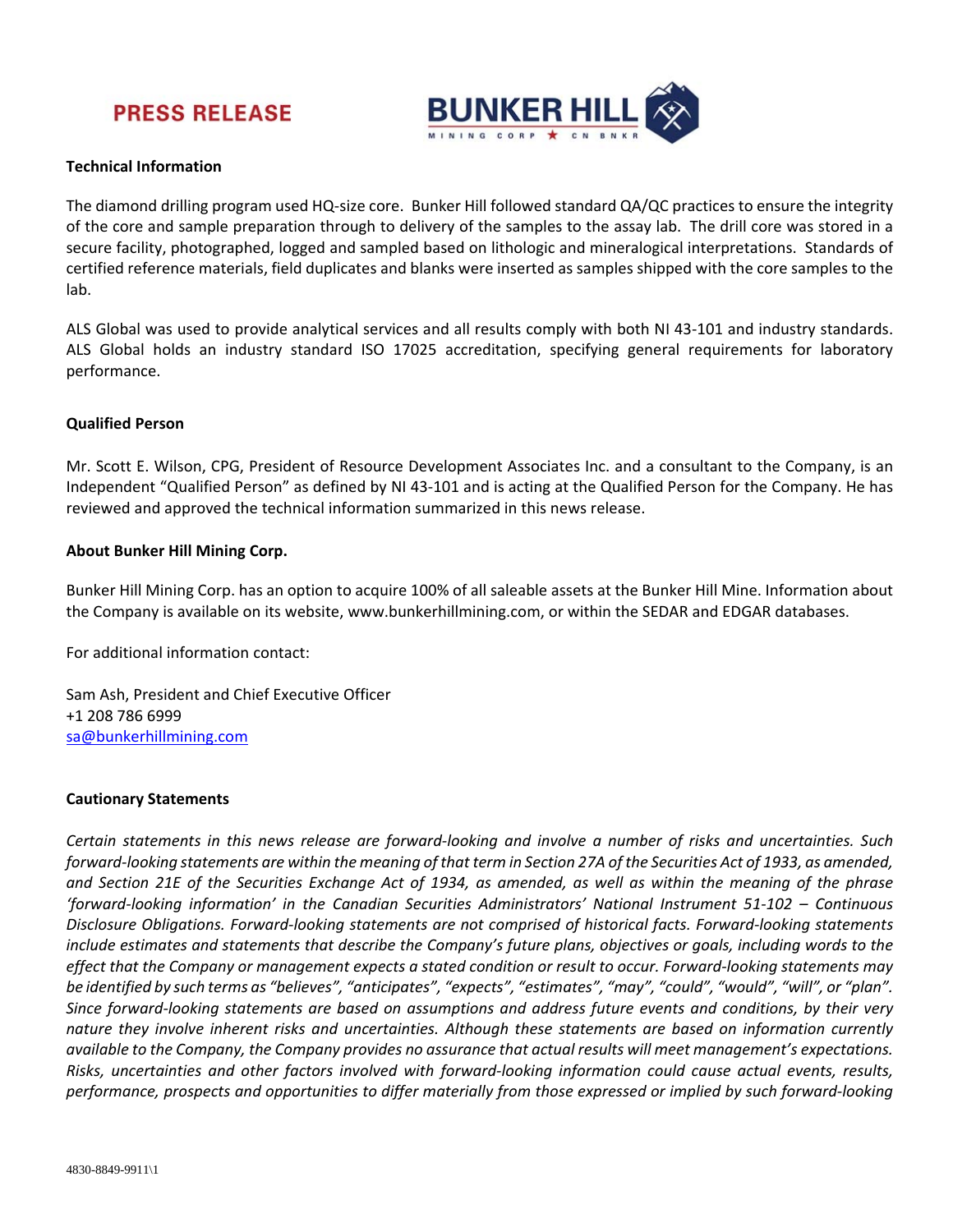**PRESS RELEASE**

**Technical Information**

The diamond drilling program used HQ-size core. Bunker Hill followed standard QA/QC practices to ensure the integrity of the core and sample preparation through to delivery of the samples to the assay lab. The drill core was stored in a secure facility, photographed, logged and sampled based on lithologic and mineralogical interpretations. Standards of certified reference materials, field duplicates and blanks were inserted as samples shipped with the core samples to the lab.

ALS Global was used to provide analytical services and all results comply with both NI 43-101 and industry standards. ALS Global holds an industry standard ISO 17025 accreditation, specifying general requirements for laboratory performance.

**Qualified Person**

Mr. Scott E. Wilson, CPG, President of Resource Development Associates Inc. and a consultant to the Company, is an Independent "Qualified Person" as defined by NI 43-101 and is acting at the Qualified Person for the Company. He has reviewed and approved the technical information summarized in this news release.

**About Bunker Hill Mining Corp.**

Bunker Hill Mining Corp. has an option to acquire 100% of all saleable assets at the Bunker Hill Mine. Information about the Company is available on its website, www.bunkerhillmining.com, or within the SEDAR and EDGAR databases.

For additional information contact:

Sam Ash, President and Chief Executive Officer
+1 208 786 6999
sa@bunkerhillmining.com

**Cautionary Statements**

*Certain statements in this news release are forward-looking and involve a number of risks and uncertainties. Such forward-looking statements are within the meaning of that term in Section 27A of the Securities Act of 1933, as amended, and Section 21E of the Securities Exchange Act of 1934, as amended, as well as within the meaning of the phrase 'forward-looking information' in the Canadian Securities Administrators' National Instrument 51-102 – Continuous Disclosure Obligations. Forward-looking statements are not comprised of historical facts. Forward-looking statements include estimates and statements that describe the Company's future plans, objectives or goals, including words to the effect that the Company or management expects a stated condition or result to occur. Forward-looking statements may be identified by such terms as "believes", "anticipates", "expects", "estimates", "may", "could", "would", "will", or "plan". Since forward-looking statements are based on assumptions and address future events and conditions, by their very nature they involve inherent risks and uncertainties. Although these statements are based on information currently available to the Company, the Company provides no assurance that actual results will meet management's expectations. Risks, uncertainties and other factors involved with forward-looking information could cause actual events, results, performance, prospects and opportunities to differ materially from those expressed or implied by such forward-looking*

4830-8849-9911\1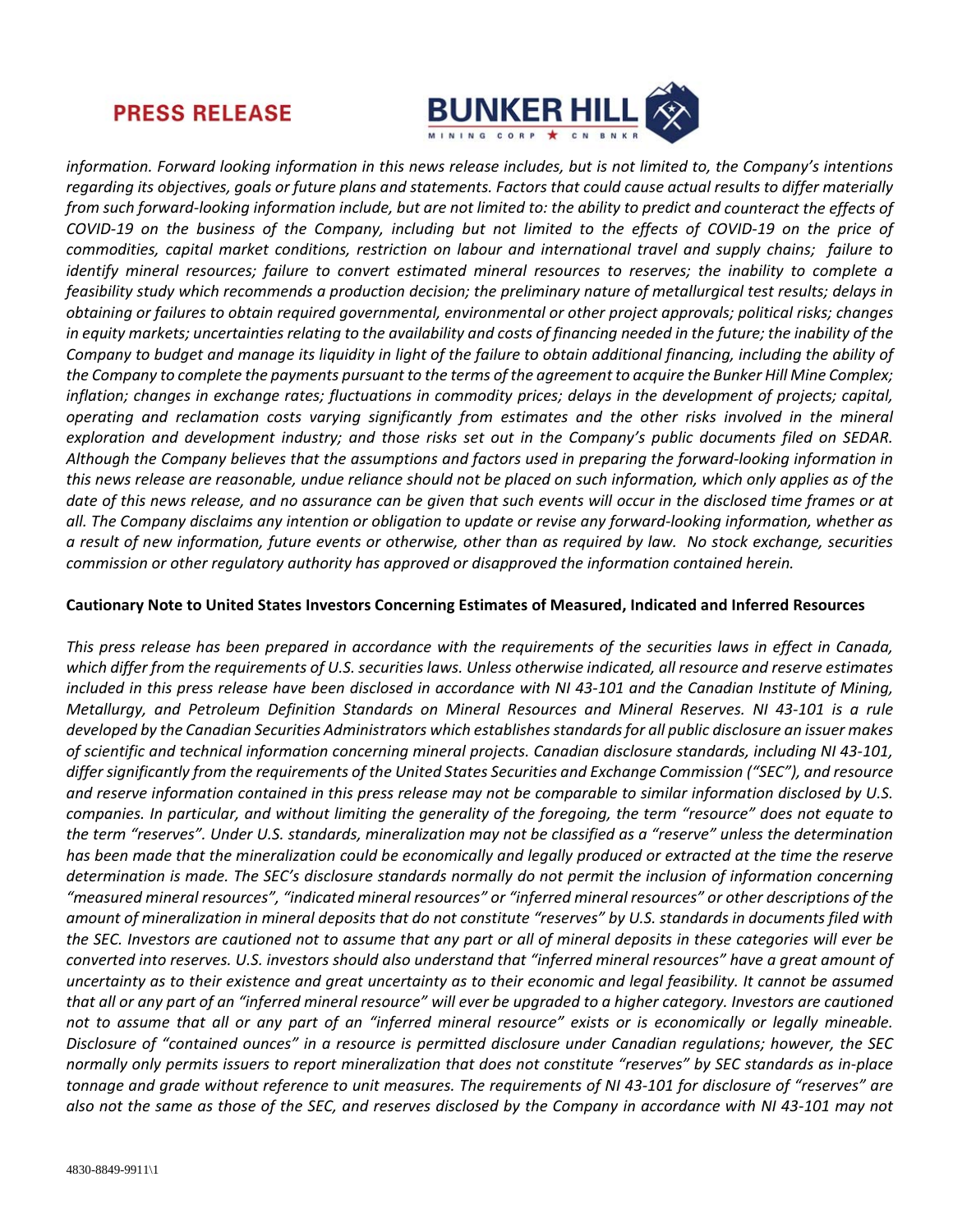*information. Forward looking information in this news release includes, but is not limited to, the Company's intentions regarding its objectives, goals or future plans and statements. Factors that could cause actual results to differ materially from such forward-looking information include, but are not limited to: the ability to predict and counteract the effects of COVID-19 on the business of the Company, including but not limited to the effects of COVID-19 on the price of commodities, capital market conditions, restriction on labour and international travel and supply chains; failure to identify mineral resources; failure to convert estimated mineral resources to reserves; the inability to complete a feasibility study which recommends a production decision; the preliminary nature of metallurgical test results; delays in obtaining or failures to obtain required governmental, environmental or other project approvals; political risks; changes in equity markets; uncertainties relating to the availability and costs of financing needed in the future; the inability of the Company to budget and manage its liquidity in light of the failure to obtain additional financing, including the ability of the Company to complete the payments pursuant to the terms of the agreement to acquire the Bunker Hill Mine Complex; inflation; changes in exchange rates; fluctuations in commodity prices; delays in the development of projects; capital, operating and reclamation costs varying significantly from estimates and the other risks involved in the mineral exploration and development industry; and those risks set out in the Company's public documents filed on SEDAR. Although the Company believes that the assumptions and factors used in preparing the forward-looking information in this news release are reasonable, undue reliance should not be placed on such information, which only applies as of the date of this news release, and no assurance can be given that such events will occur in the disclosed time frames or at all. The Company disclaims any intention or obligation to update or revise any forward-looking information, whether as a result of new information, future events or otherwise, other than as required by law. No stock exchange, securities commission or other regulatory authority has approved or disapproved the information contained herein.*

**Cautionary Note to United States Investors Concerning Estimates of Measured, Indicated and Inferred Resources**

*This press release has been prepared in accordance with the requirements of the securities laws in effect in Canada, which differ from the requirements of U.S. securities laws. Unless otherwise indicated, all resource and reserve estimates included in this press release have been disclosed in accordance with NI 43-101 and the Canadian Institute of Mining, Metallurgy, and Petroleum Definition Standards on Mineral Resources and Mineral Reserves. NI 43-101 is a rule developed by the Canadian Securities Administrators which establishes standards for all public disclosure an issuer makes of scientific and technical information concerning mineral projects. Canadian disclosure standards, including NI 43-101, differ significantly from the requirements of the United States Securities and Exchange Commission ("SEC"), and resource and reserve information contained in this press release may not be comparable to similar information disclosed by U.S. companies. In particular, and without limiting the generality of the foregoing, the term "resource" does not equate to the term "reserves". Under U.S. standards, mineralization may not be classified as a "reserve" unless the determination has been made that the mineralization could be economically and legally produced or extracted at the time the reserve determination is made. The SEC's disclosure standards normally do not permit the inclusion of information concerning "measured mineral resources", "indicated mineral resources" or "inferred mineral resources" or other descriptions of the amount of mineralization in mineral deposits that do not constitute "reserves" by U.S. standards in documents filed with the SEC. Investors are cautioned not to assume that any part or all of mineral deposits in these categories will ever be converted into reserves. U.S. investors should also understand that "inferred mineral resources" have a great amount of uncertainty as to their existence and great uncertainty as to their economic and legal feasibility. It cannot be assumed that all or any part of an "inferred mineral resource" will ever be upgraded to a higher category. Investors are cautioned not to assume that all or any part of an "inferred mineral resource" exists or is economically or legally mineable. Disclosure of "contained ounces" in a resource is permitted disclosure under Canadian regulations; however, the SEC normally only permits issuers to report mineralization that does not constitute "reserves" by SEC standards as in-place tonnage and grade without reference to unit measures. The requirements of NI 43-101 for disclosure of "reserves" are also not the same as those of the SEC, and reserves disclosed by the Company in accordance with NI 43-101 may not*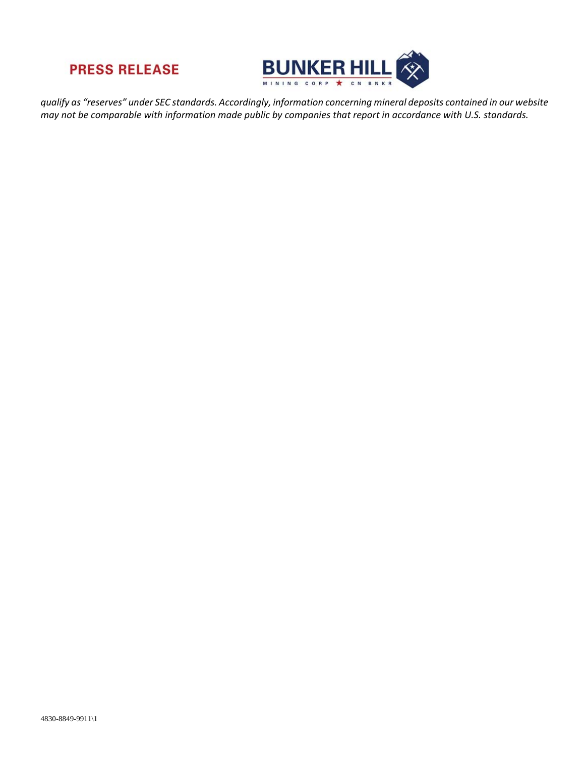*qualify as "reserves" under SEC standards. Accordingly, information concerning mineral deposits contained in our website may not be comparable with information made public by companies that report in accordance with U.S. standards.*